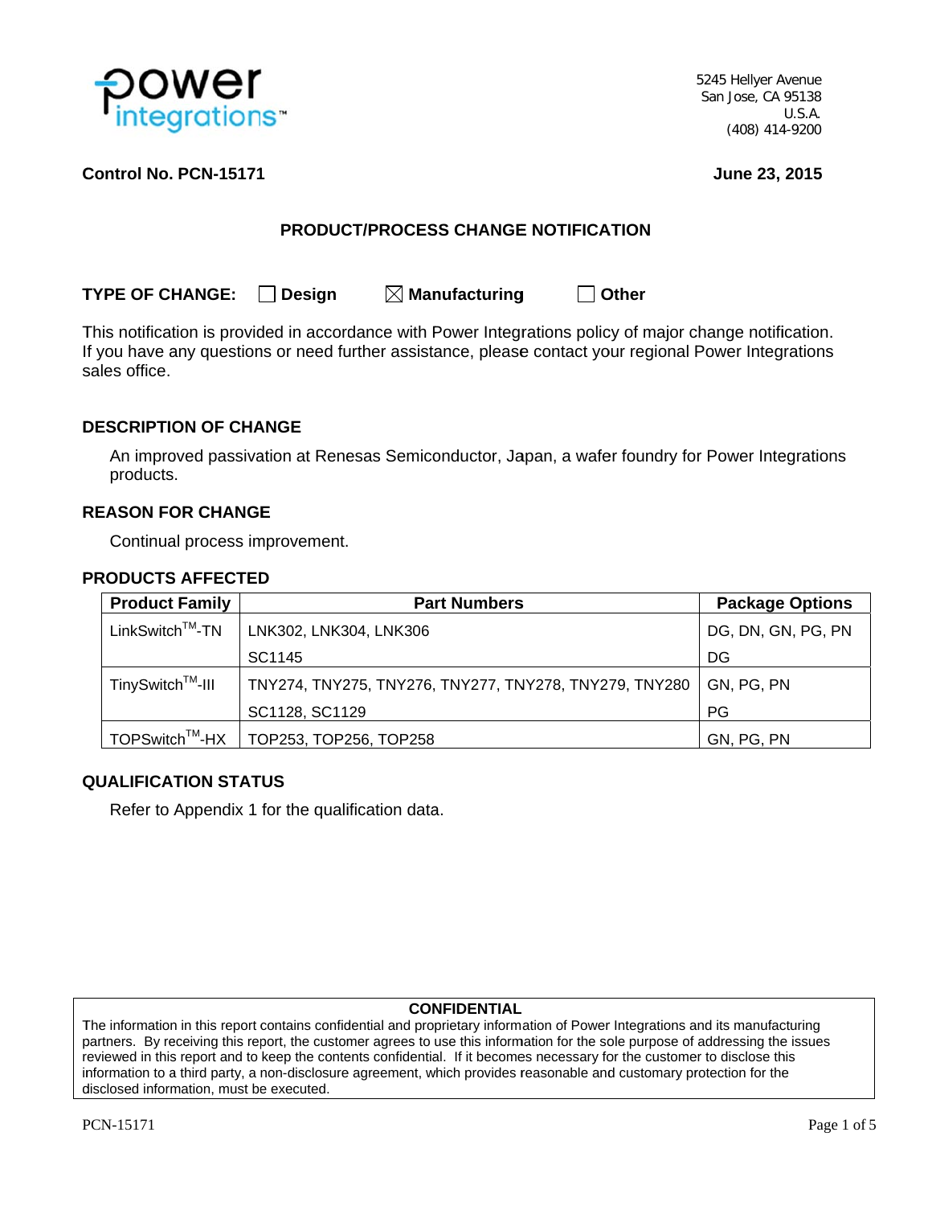power integrations™

5245 Hellyer Avenue
San Jose, CA 95138
U.S.A.
(408) 414-9200

**Control No. PCN-15171** **June 23, 2015**

## PRODUCT/PROCESS CHANGE NOTIFICATION

**TYPE OF CHANGE:** ☐ **Design** ☒ **Manufacturing** ☐ **Other**

This notification is provided in accordance with Power Integrations policy of major change notification. If you have any questions or need further assistance, please contact your regional Power Integrations sales office.

### DESCRIPTION OF CHANGE

An improved passivation at Renesas Semiconductor, Japan, a wafer foundry for Power Integrations products.

### REASON FOR CHANGE

Continual process improvement.

### PRODUCTS AFFECTED

| Product Family | Part Numbers | Package Options |
|---|---|---|
| LinkSwitch™-TN | LNK302, LNK304, LNK306 | DG, DN, GN, PG, PN |
| | SC1145 | DG |
| TinySwitch™-III | TNY274, TNY275, TNY276, TNY277, TNY278, TNY279, TNY280 | GN, PG, PN |
| | SC1128, SC1129 | PG |
| TOPSwitch™-HX | TOP253, TOP256, TOP258 | GN, PG, PN |

### QUALIFICATION STATUS

Refer to Appendix 1 for the qualification data.

**CONFIDENTIAL**

The information in this report contains confidential and proprietary information of Power Integrations and its manufacturing partners. By receiving this report, the customer agrees to use this information for the sole purpose of addressing the issues reviewed in this report and to keep the contents confidential. If it becomes necessary for the customer to disclose this information to a third party, a non-disclosure agreement, which provides reasonable and customary protection for the disclosed information, must be executed.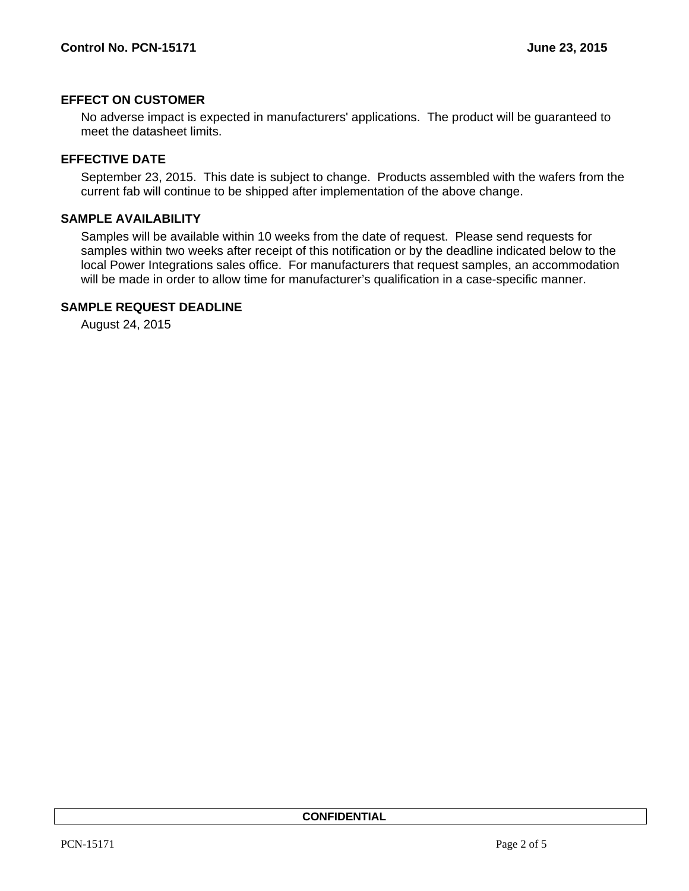## EFFECT ON CUSTOMER

No adverse impact is expected in manufacturers' applications. The product will be guaranteed to meet the datasheet limits.

## EFFECTIVE DATE

September 23, 2015. This date is subject to change. Products assembled with the wafers from the current fab will continue to be shipped after implementation of the above change.

## SAMPLE AVAILABILITY

Samples will be available within 10 weeks from the date of request. Please send requests for samples within two weeks after receipt of this notification or by the deadline indicated below to the local Power Integrations sales office. For manufacturers that request samples, an accommodation will be made in order to allow time for manufacturer's qualification in a case-specific manner.

## SAMPLE REQUEST DEADLINE

August 24, 2015

**CONFIDENTIAL**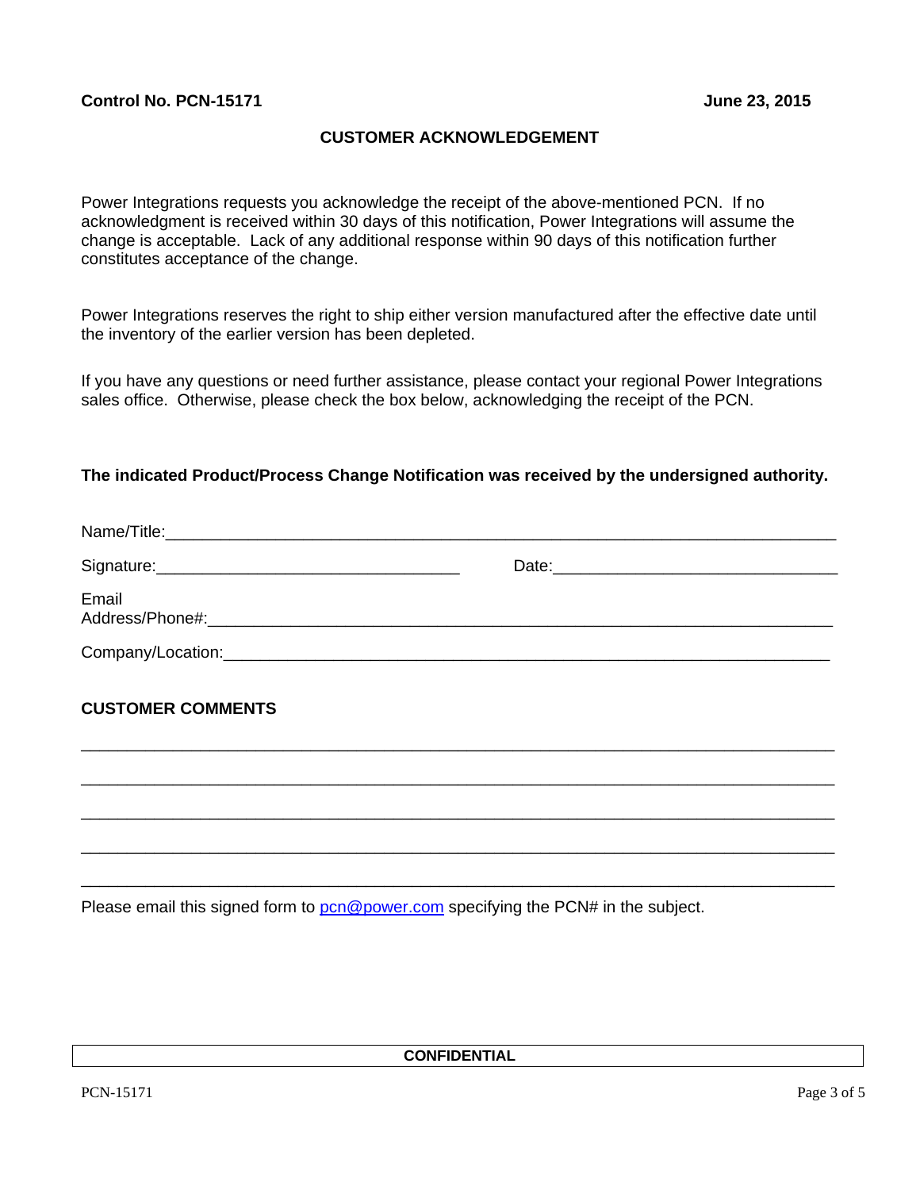**Control No. PCN-15171** **June 23, 2015**

## CUSTOMER ACKNOWLEDGEMENT

Power Integrations requests you acknowledge the receipt of the above-mentioned PCN. If no acknowledgment is received within 30 days of this notification, Power Integrations will assume the change is acceptable. Lack of any additional response within 90 days of this notification further constitutes acceptance of the change.

Power Integrations reserves the right to ship either version manufactured after the effective date until the inventory of the earlier version has been depleted.

If you have any questions or need further assistance, please contact your regional Power Integrations sales office. Otherwise, please check the box below, acknowledging the receipt of the PCN.

**The indicated Product/Process Change Notification was received by the undersigned authority.**

Name/Title:___________________________________________________________________

Signature:_________________________________ Date:_____________________________

Email Address/Phone#:_________________________________________________________

Company/Location:____________________________________________________________

## CUSTOMER COMMENTS

______________________________________________________________________________

______________________________________________________________________________

______________________________________________________________________________

______________________________________________________________________________

______________________________________________________________________________

Please email this signed form to pcn@power.com specifying the PCN# in the subject.

**CONFIDENTIAL**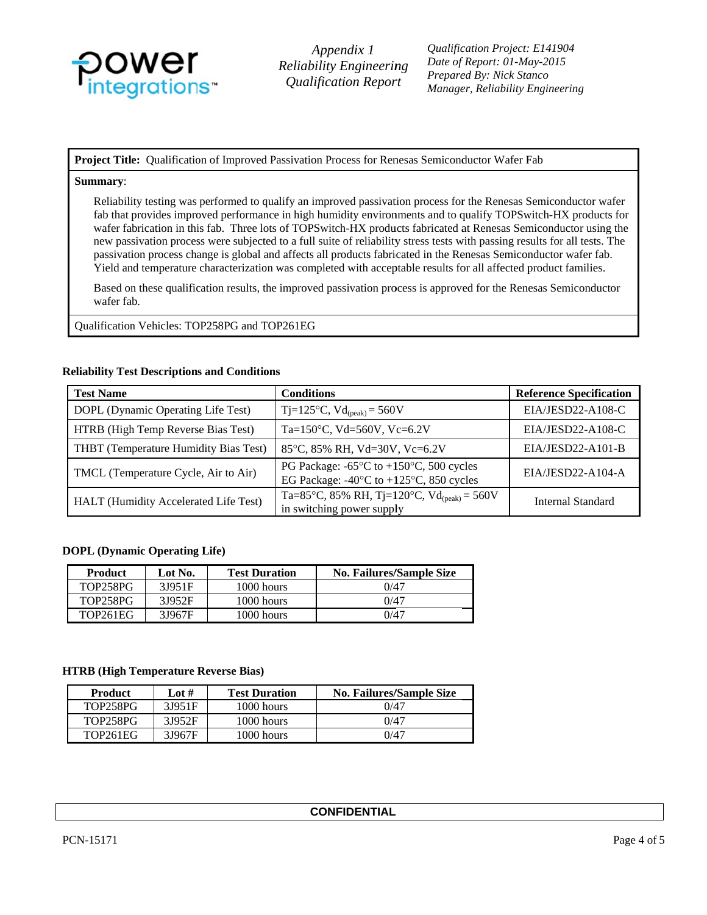**Project Title:** Qualification of Improved Passivation Process for Renesas Semiconductor Wafer Fab

**Summary**:

Reliability testing was performed to qualify an improved passivation process for the Renesas Semiconductor wafer fab that provides improved performance in high humidity environments and to qualify TOPSwitch-HX products for wafer fabrication in this fab. Three lots of TOPSwitch-HX products fabricated at Renesas Semiconductor using the new passivation process were subjected to a full suite of reliability stress tests with passing results for all tests. The passivation process change is global and affects all products fabricated in the Renesas Semiconductor wafer fab. Yield and temperature characterization was completed with acceptable results for all affected product families.

Based on these qualification results, the improved passivation process is approved for the Renesas Semiconductor wafer fab.

Qualification Vehicles: TOP258PG and TOP261EG

**Reliability Test Descriptions and Conditions**

| Test Name | Conditions | Reference Specification |
|---|---|---|
| DOPL (Dynamic Operating Life Test) | Tj=125°C, $Vd_{(peak)}$ = 560V | EIA/JESD22-A108-C |
| HTRB (High Temp Reverse Bias Test) | Ta=150°C, Vd=560V, Vc=6.2V | EIA/JESD22-A108-C |
| THBT (Temperature Humidity Bias Test) | 85°C, 85% RH, Vd=30V, Vc=6.2V | EIA/JESD22-A101-B |
| TMCL (Temperature Cycle, Air to Air) | PG Package: -65°C to +150°C, 500 cycles<br>EG Package: -40°C to +125°C, 850 cycles | EIA/JESD22-A104-A |
| HALT (Humidity Accelerated Life Test) | Ta=85°C, 85% RH, Tj=120°C, $Vd_{(peak)}$ = 560V in switching power supply | Internal Standard |

**DOPL (Dynamic Operating Life)**

| Product | Lot No. | Test Duration | No. Failures/Sample Size |
|---|---|---|---|
| TOP258PG | 3J951F | 1000 hours | 0/47 |
| TOP258PG | 3J952F | 1000 hours | 0/47 |
| TOP261EG | 3J967F | 1000 hours | 0/47 |

**HTRB (High Temperature Reverse Bias)**

| Product | Lot # | Test Duration | No. Failures/Sample Size |
|---|---|---|---|
| TOP258PG | 3J951F | 1000 hours | 0/47 |
| TOP258PG | 3J952F | 1000 hours | 0/47 |
| TOP261EG | 3J967F | 1000 hours | 0/47 |

**CONFIDENTIAL**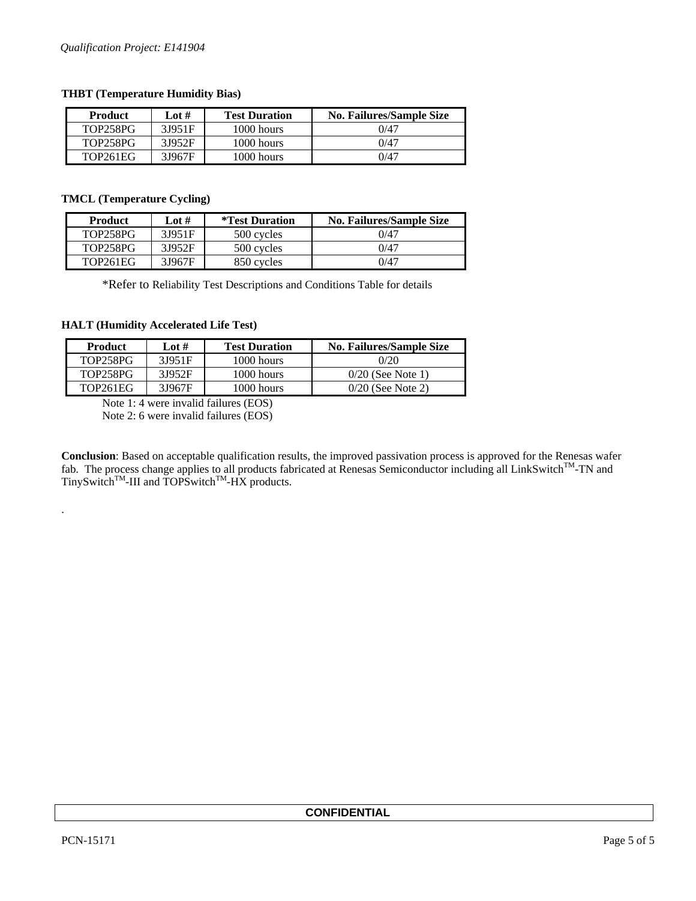**THBT (Temperature Humidity Bias)**

| Product | Lot # | Test Duration | No. Failures/Sample Size |
|---|---|---|---|
| TOP258PG | 3J951F | 1000 hours | 0/47 |
| TOP258PG | 3J952F | 1000 hours | 0/47 |
| TOP261EG | 3J967F | 1000 hours | 0/47 |

**TMCL (Temperature Cycling)**

| Product | Lot # | *Test Duration | No. Failures/Sample Size |
|---|---|---|---|
| TOP258PG | 3J951F | 500 cycles | 0/47 |
| TOP258PG | 3J952F | 500 cycles | 0/47 |
| TOP261EG | 3J967F | 850 cycles | 0/47 |

*Refer to Reliability Test Descriptions and Conditions Table for details

**HALT (Humidity Accelerated Life Test)**

| Product | Lot # | Test Duration | No. Failures/Sample Size |
|---|---|---|---|
| TOP258PG | 3J951F | 1000 hours | 0/20 |
| TOP258PG | 3J952F | 1000 hours | 0/20 (See Note 1) |
| TOP261EG | 3J967F | 1000 hours | 0/20 (See Note 2) |

Note 1: 4 were invalid failures (EOS)
Note 2: 6 were invalid failures (EOS)

**Conclusion**: Based on acceptable qualification results, the improved passivation process is approved for the Renesas wafer fab. The process change applies to all products fabricated at Renesas Semiconductor including all LinkSwitch™-TN and TinySwitch™-III and TOPSwitch™-HX products.

.

**CONFIDENTIAL**